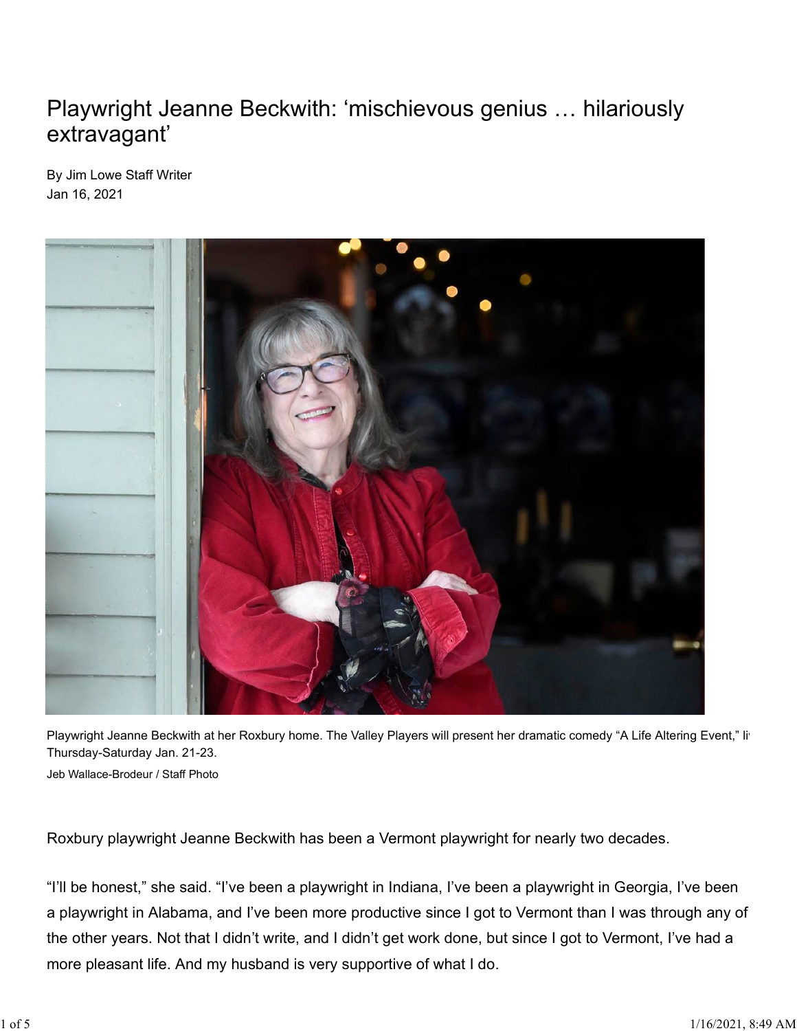# Playwright Jeanne Beckwith: 'mischievous genius … hilariously extravagant'

By Jim Lowe Staff Writer
Jan 16, 2021

Playwright Jeanne Beckwith at her Roxbury home. The Valley Players will present her dramatic comedy "A Life Altering Event," li Thursday-Saturday Jan. 21-23.

Jeb Wallace-Brodeur / Staff Photo

Roxbury playwright Jeanne Beckwith has been a Vermont playwright for nearly two decades.

"I'll be honest," she said. "I've been a playwright in Indiana, I've been a playwright in Georgia, I've been a playwright in Alabama, and I've been more productive since I got to Vermont than I was through any of the other years. Not that I didn't write, and I didn't get work done, but since I got to Vermont, I've had a more pleasant life. And my husband is very supportive of what I do.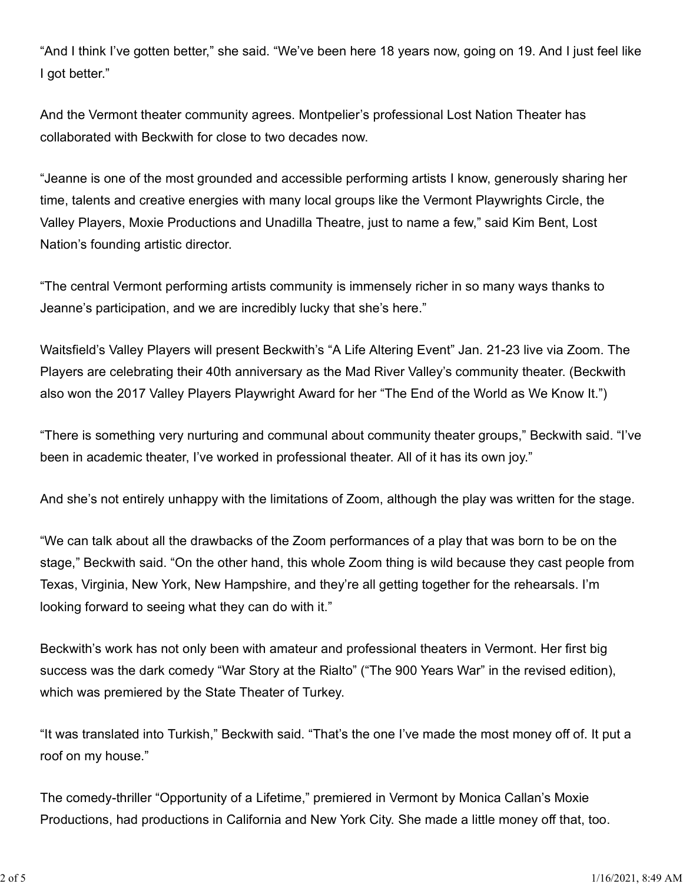"And I think I've gotten better," she said. "We've been here 18 years now, going on 19. And I just feel like I got better."

And the Vermont theater community agrees. Montpelier's professional Lost Nation Theater has collaborated with Beckwith for close to two decades now.

"Jeanne is one of the most grounded and accessible performing artists I know, generously sharing her time, talents and creative energies with many local groups like the Vermont Playwrights Circle, the Valley Players, Moxie Productions and Unadilla Theatre, just to name a few," said Kim Bent, Lost Nation's founding artistic director.

"The central Vermont performing artists community is immensely richer in so many ways thanks to Jeanne's participation, and we are incredibly lucky that she's here."

Waitsfield's Valley Players will present Beckwith's "A Life Altering Event" Jan. 21-23 live via Zoom. The Players are celebrating their 40th anniversary as the Mad River Valley's community theater. (Beckwith also won the 2017 Valley Players Playwright Award for her "The End of the World as We Know It.")

"There is something very nurturing and communal about community theater groups," Beckwith said. "I've been in academic theater, I've worked in professional theater. All of it has its own joy."

And she's not entirely unhappy with the limitations of Zoom, although the play was written for the stage.

"We can talk about all the drawbacks of the Zoom performances of a play that was born to be on the stage," Beckwith said. "On the other hand, this whole Zoom thing is wild because they cast people from Texas, Virginia, New York, New Hampshire, and they're all getting together for the rehearsals. I'm looking forward to seeing what they can do with it."

Beckwith's work has not only been with amateur and professional theaters in Vermont. Her first big success was the dark comedy "War Story at the Rialto" ("The 900 Years War" in the revised edition), which was premiered by the State Theater of Turkey.

"It was translated into Turkish," Beckwith said. "That's the one I've made the most money off of. It put a roof on my house."

The comedy-thriller "Opportunity of a Lifetime," premiered in Vermont by Monica Callan's Moxie Productions, had productions in California and New York City. She made a little money off that, too.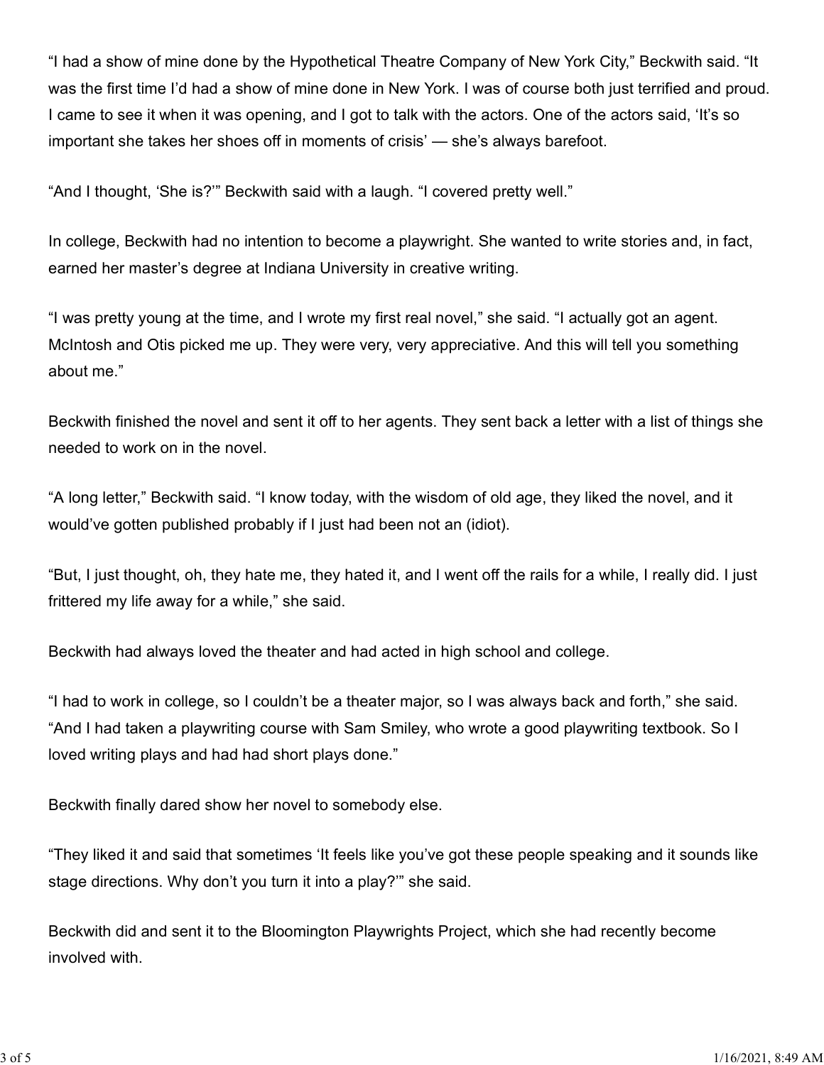"I had a show of mine done by the Hypothetical Theatre Company of New York City," Beckwith said. "It was the first time I'd had a show of mine done in New York. I was of course both just terrified and proud. I came to see it when it was opening, and I got to talk with the actors. One of the actors said, 'It's so important she takes her shoes off in moments of crisis' — she's always barefoot.

"And I thought, 'She is?'" Beckwith said with a laugh. "I covered pretty well."

In college, Beckwith had no intention to become a playwright. She wanted to write stories and, in fact, earned her master's degree at Indiana University in creative writing.

"I was pretty young at the time, and I wrote my first real novel," she said. "I actually got an agent. McIntosh and Otis picked me up. They were very, very appreciative. And this will tell you something about me."

Beckwith finished the novel and sent it off to her agents. They sent back a letter with a list of things she needed to work on in the novel.

"A long letter," Beckwith said. "I know today, with the wisdom of old age, they liked the novel, and it would've gotten published probably if I just had been not an (idiot).

"But, I just thought, oh, they hate me, they hated it, and I went off the rails for a while, I really did. I just frittered my life away for a while," she said.

Beckwith had always loved the theater and had acted in high school and college.

"I had to work in college, so I couldn't be a theater major, so I was always back and forth," she said. "And I had taken a playwriting course with Sam Smiley, who wrote a good playwriting textbook. So I loved writing plays and had had short plays done."

Beckwith finally dared show her novel to somebody else.

"They liked it and said that sometimes 'It feels like you've got these people speaking and it sounds like stage directions. Why don't you turn it into a play?'" she said.

Beckwith did and sent it to the Bloomington Playwrights Project, which she had recently become involved with.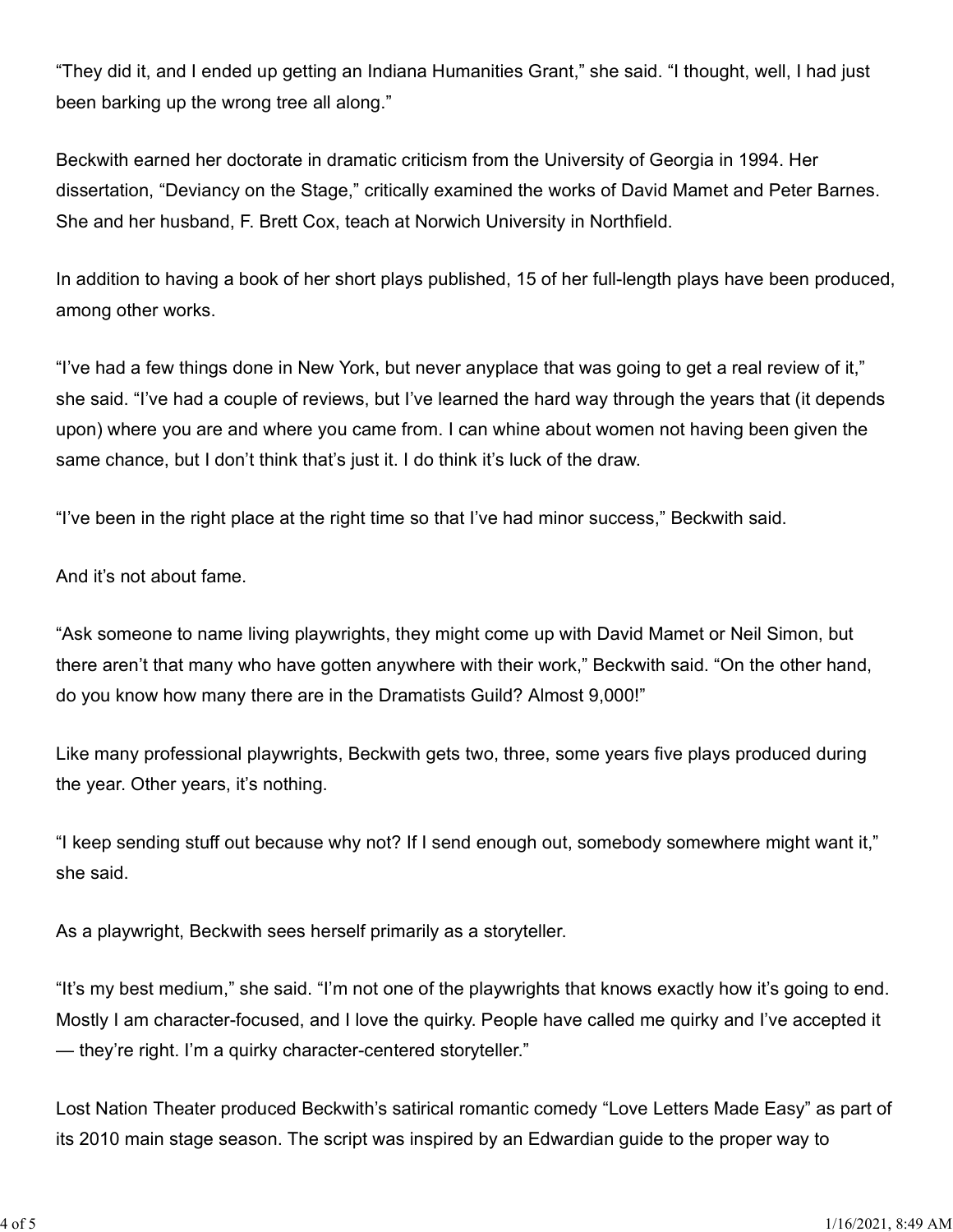"They did it, and I ended up getting an Indiana Humanities Grant," she said. "I thought, well, I had just been barking up the wrong tree all along."

Beckwith earned her doctorate in dramatic criticism from the University of Georgia in 1994. Her dissertation, "Deviancy on the Stage," critically examined the works of David Mamet and Peter Barnes. She and her husband, F. Brett Cox, teach at Norwich University in Northfield.

In addition to having a book of her short plays published, 15 of her full-length plays have been produced, among other works.

"I've had a few things done in New York, but never anyplace that was going to get a real review of it," she said. "I've had a couple of reviews, but I've learned the hard way through the years that (it depends upon) where you are and where you came from. I can whine about women not having been given the same chance, but I don't think that's just it. I do think it's luck of the draw.

"I've been in the right place at the right time so that I've had minor success," Beckwith said.

And it's not about fame.

"Ask someone to name living playwrights, they might come up with David Mamet or Neil Simon, but there aren't that many who have gotten anywhere with their work," Beckwith said. "On the other hand, do you know how many there are in the Dramatists Guild? Almost 9,000!"

Like many professional playwrights, Beckwith gets two, three, some years five plays produced during the year. Other years, it's nothing.

"I keep sending stuff out because why not? If I send enough out, somebody somewhere might want it," she said.

As a playwright, Beckwith sees herself primarily as a storyteller.

"It's my best medium," she said. "I'm not one of the playwrights that knows exactly how it's going to end. Mostly I am character-focused, and I love the quirky. People have called me quirky and I've accepted it — they're right. I'm a quirky character-centered storyteller."

Lost Nation Theater produced Beckwith's satirical romantic comedy "Love Letters Made Easy" as part of its 2010 main stage season. The script was inspired by an Edwardian guide to the proper way to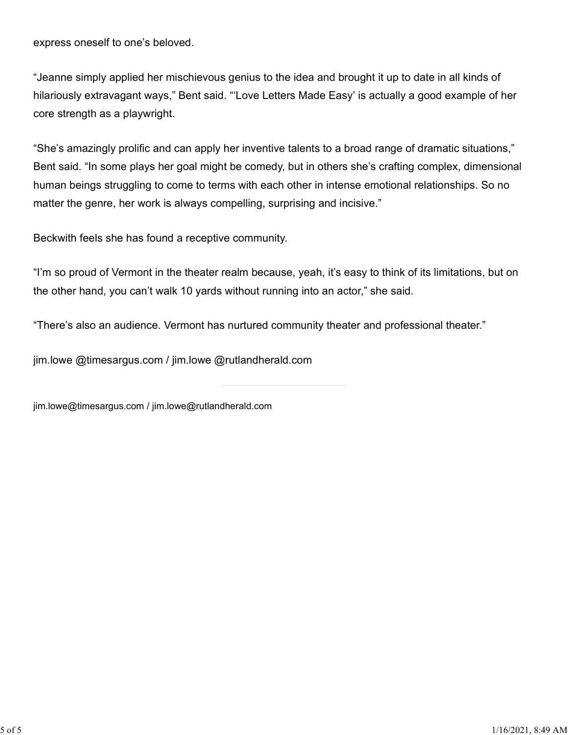express oneself to one's beloved.

"Jeanne simply applied her mischievous genius to the idea and brought it up to date in all kinds of hilariously extravagant ways," Bent said. "'Love Letters Made Easy' is actually a good example of her core strength as a playwright.

"She's amazingly prolific and can apply her inventive talents to a broad range of dramatic situations," Bent said. "In some plays her goal might be comedy, but in others she's crafting complex, dimensional human beings struggling to come to terms with each other in intense emotional relationships. So no matter the genre, her work is always compelling, surprising and incisive."

Beckwith feels she has found a receptive community.

"I'm so proud of Vermont in the theater realm because, yeah, it's easy to think of its limitations, but on the other hand, you can't walk 10 yards without running into an actor," she said.

"There's also an audience. Vermont has nurtured community theater and professional theater."

jim.lowe @timesargus.com / jim.lowe @rutlandherald.com

---

jim.lowe@timesargus.com / jim.lowe@rutlandherald.com